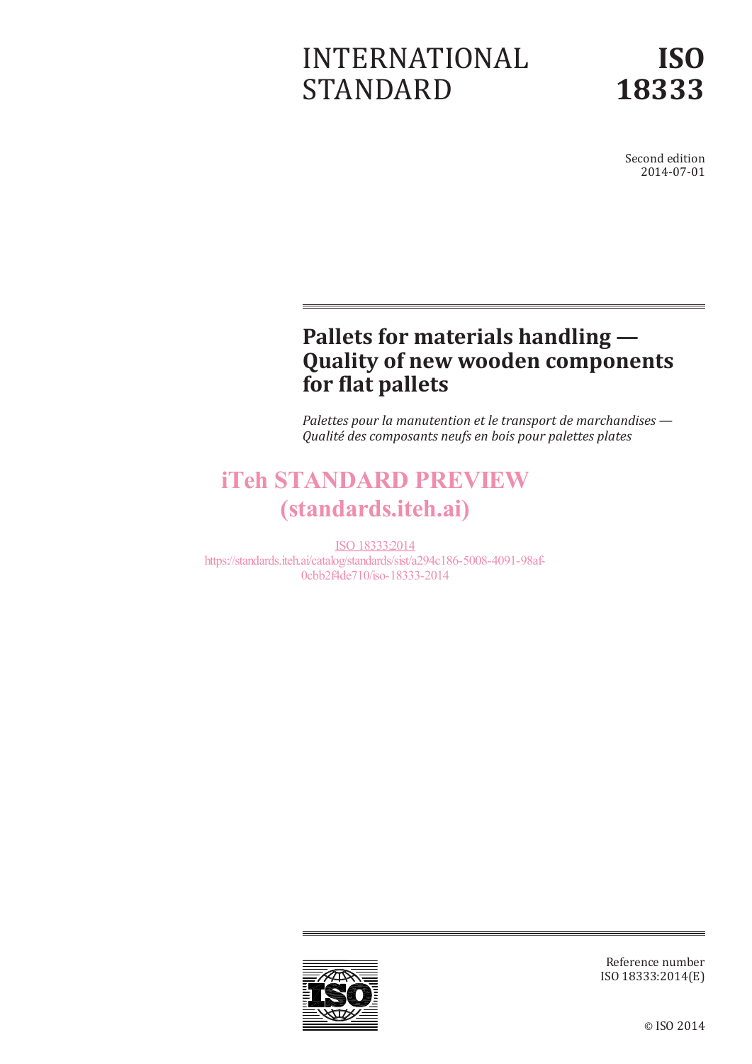# INTERNATIONAL STANDARD

# ISO 18333

Second edition
2014-07-01

## Pallets for materials handling — Quality of new wooden components for flat pallets

*Palettes pour la manutention et le transport de marchandises — Qualité des composants neufs en bois pour palettes plates*

iTeh STANDARD PREVIEW
(standards.iteh.ai)

ISO 18333:2014
https://standards.iteh.ai/catalog/standards/sist/a294c186-5008-4091-98af-0cbb2f4de710/iso-18333-2014

Reference number
ISO 18333:2014(E)

© ISO 2014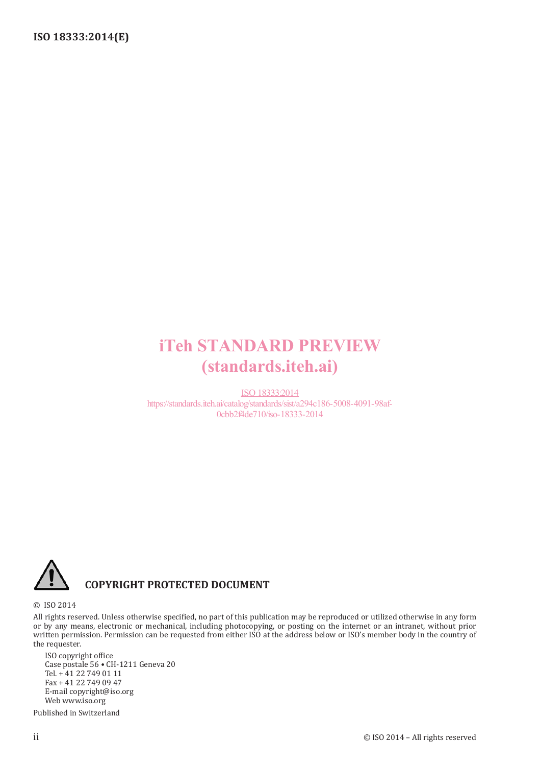iTeh STANDARD PREVIEW
(standards.iteh.ai)

ISO 18333:2014
https://standards.iteh.ai/catalog/standards/sist/a294c186-5008-4091-98af-0cbb2f4de710/iso-18333-2014

**COPYRIGHT PROTECTED DOCUMENT**

© ISO 2014

All rights reserved. Unless otherwise specified, no part of this publication may be reproduced or utilized otherwise in any form or by any means, electronic or mechanical, including photocopying, or posting on the internet or an intranet, without prior written permission. Permission can be requested from either ISO at the address below or ISO's member body in the country of the requester.

ISO copyright office
Case postale 56 • CH-1211 Geneva 20
Tel. + 41 22 749 01 11
Fax + 41 22 749 09 47
E-mail copyright@iso.org
Web www.iso.org

Published in Switzerland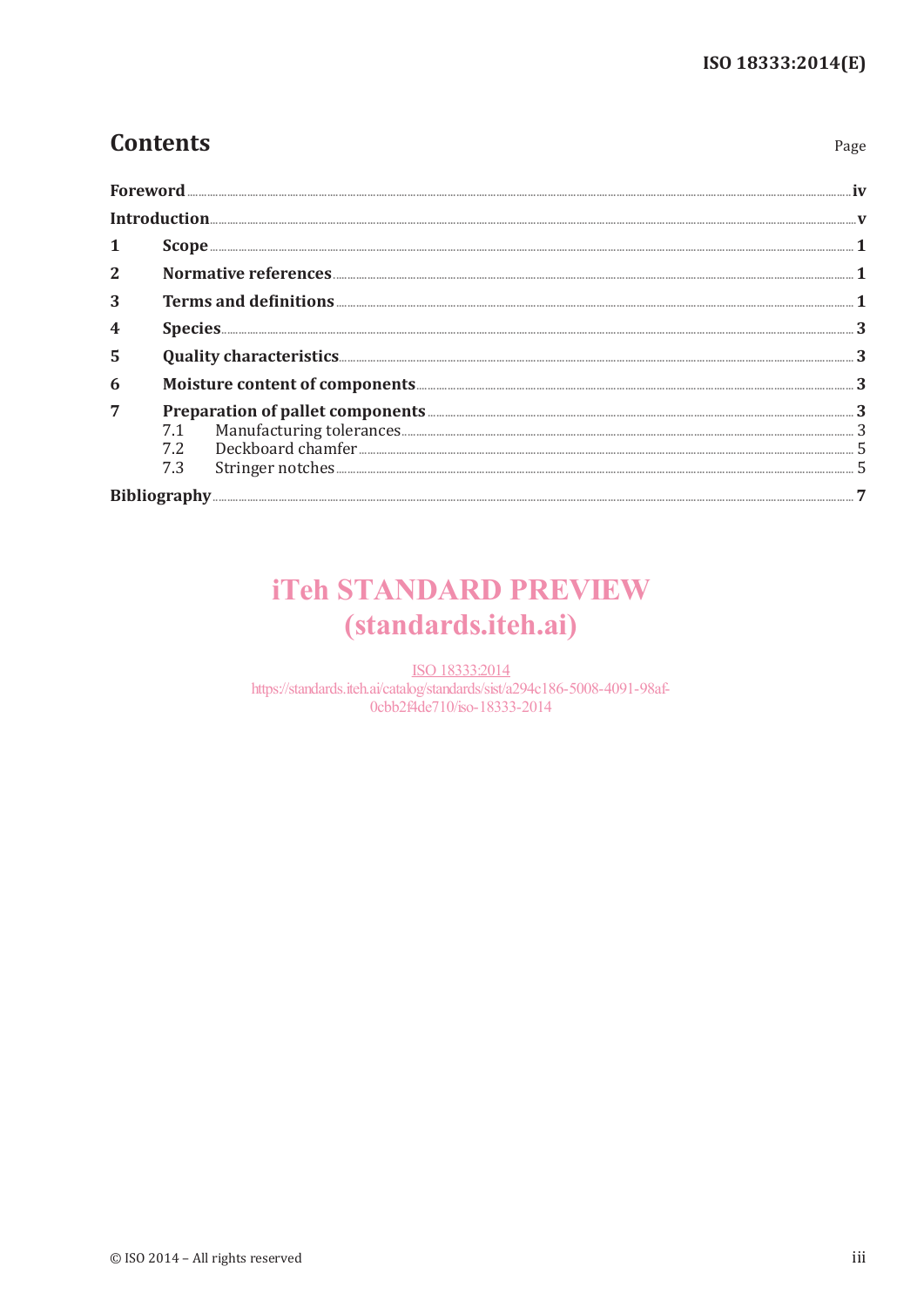# Contents

Page

**Foreword** ..... iv

**Introduction** ..... v

**1 Scope** ..... 1

**2 Normative references** ..... 1

**3 Terms and definitions** ..... 1

**4 Species** ..... 3

**5 Quality characteristics** ..... 3

**6 Moisture content of components** ..... 3

**7 Preparation of pallet components** ..... 3

- 7.1 Manufacturing tolerances ..... 3
- 7.2 Deckboard chamfer ..... 5
- 7.3 Stringer notches ..... 5

**Bibliography** ..... 7

iTeh STANDARD PREVIEW
(standards.iteh.ai)

ISO 18333:2014
https://standards.iteh.ai/catalog/standards/sist/a294c186-5008-4091-98af-0cbb2f4de710/iso-18333-2014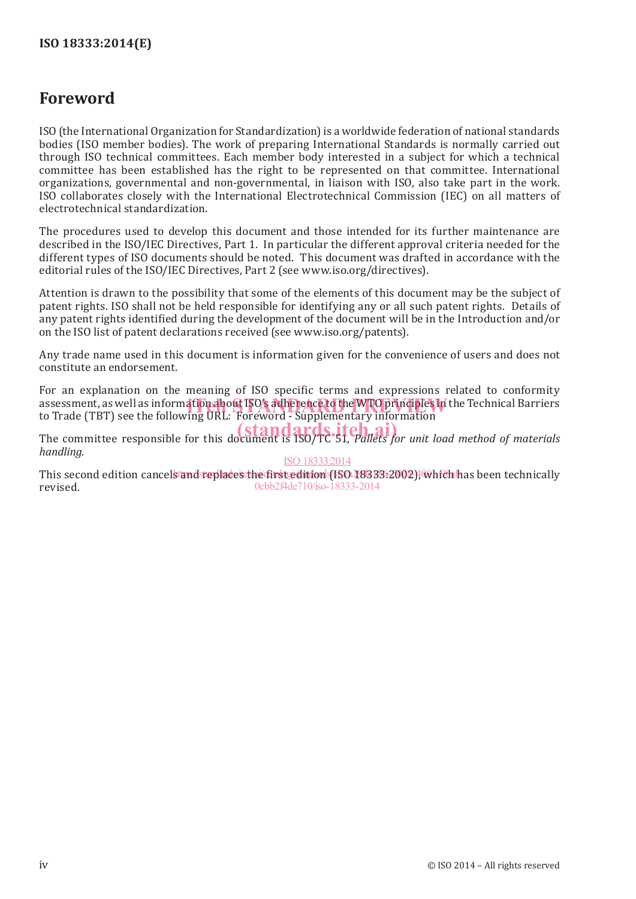# Foreword

ISO (the International Organization for Standardization) is a worldwide federation of national standards bodies (ISO member bodies). The work of preparing International Standards is normally carried out through ISO technical committees. Each member body interested in a subject for which a technical committee has been established has the right to be represented on that committee. International organizations, governmental and non-governmental, in liaison with ISO, also take part in the work. ISO collaborates closely with the International Electrotechnical Commission (IEC) on all matters of electrotechnical standardization.

The procedures used to develop this document and those intended for its further maintenance are described in the ISO/IEC Directives, Part 1. In particular the different approval criteria needed for the different types of ISO documents should be noted. This document was drafted in accordance with the editorial rules of the ISO/IEC Directives, Part 2 (see www.iso.org/directives).

Attention is drawn to the possibility that some of the elements of this document may be the subject of patent rights. ISO shall not be held responsible for identifying any or all such patent rights. Details of any patent rights identified during the development of the document will be in the Introduction and/or on the ISO list of patent declarations received (see www.iso.org/patents).

Any trade name used in this document is information given for the convenience of users and does not constitute an endorsement.

For an explanation on the meaning of ISO specific terms and expressions related to conformity assessment, as well as information about ISO's adherence to the WTO principles in the Technical Barriers to Trade (TBT) see the following URL: Foreword - Supplementary information

The committee responsible for this document is ISO/TC 51, *Pallets for unit load method of materials handling*.

This second edition cancels and replaces the first edition (ISO 18333:2002), which has been technically revised.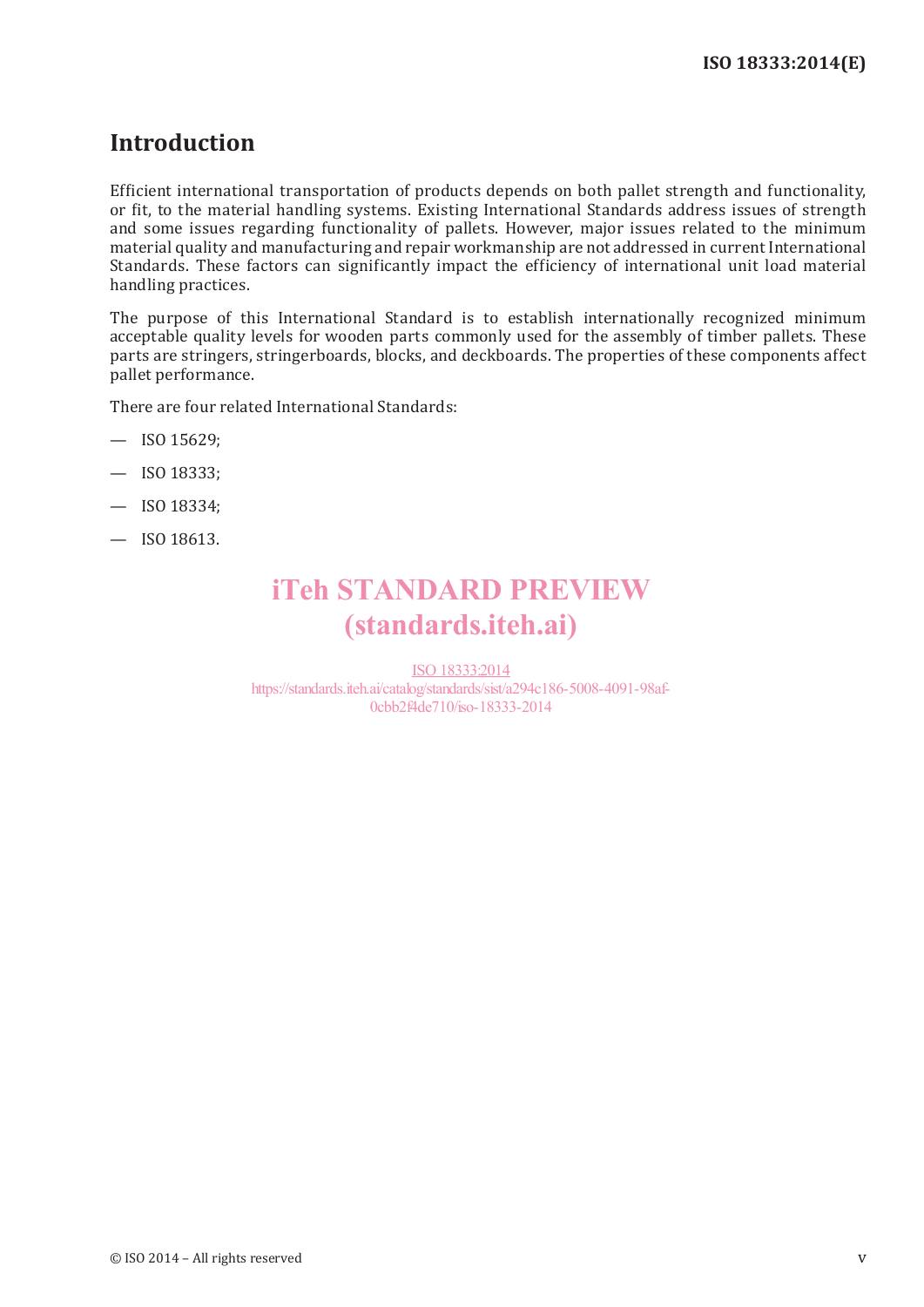## Introduction

Efficient international transportation of products depends on both pallet strength and functionality, or fit, to the material handling systems. Existing International Standards address issues of strength and some issues regarding functionality of pallets. However, major issues related to the minimum material quality and manufacturing and repair workmanship are not addressed in current International Standards. These factors can significantly impact the efficiency of international unit load material handling practices.

The purpose of this International Standard is to establish internationally recognized minimum acceptable quality levels for wooden parts commonly used for the assembly of timber pallets. These parts are stringers, stringerboards, blocks, and deckboards. The properties of these components affect pallet performance.

There are four related International Standards:

— ISO 15629;

— ISO 18333;

— ISO 18334;

— ISO 18613.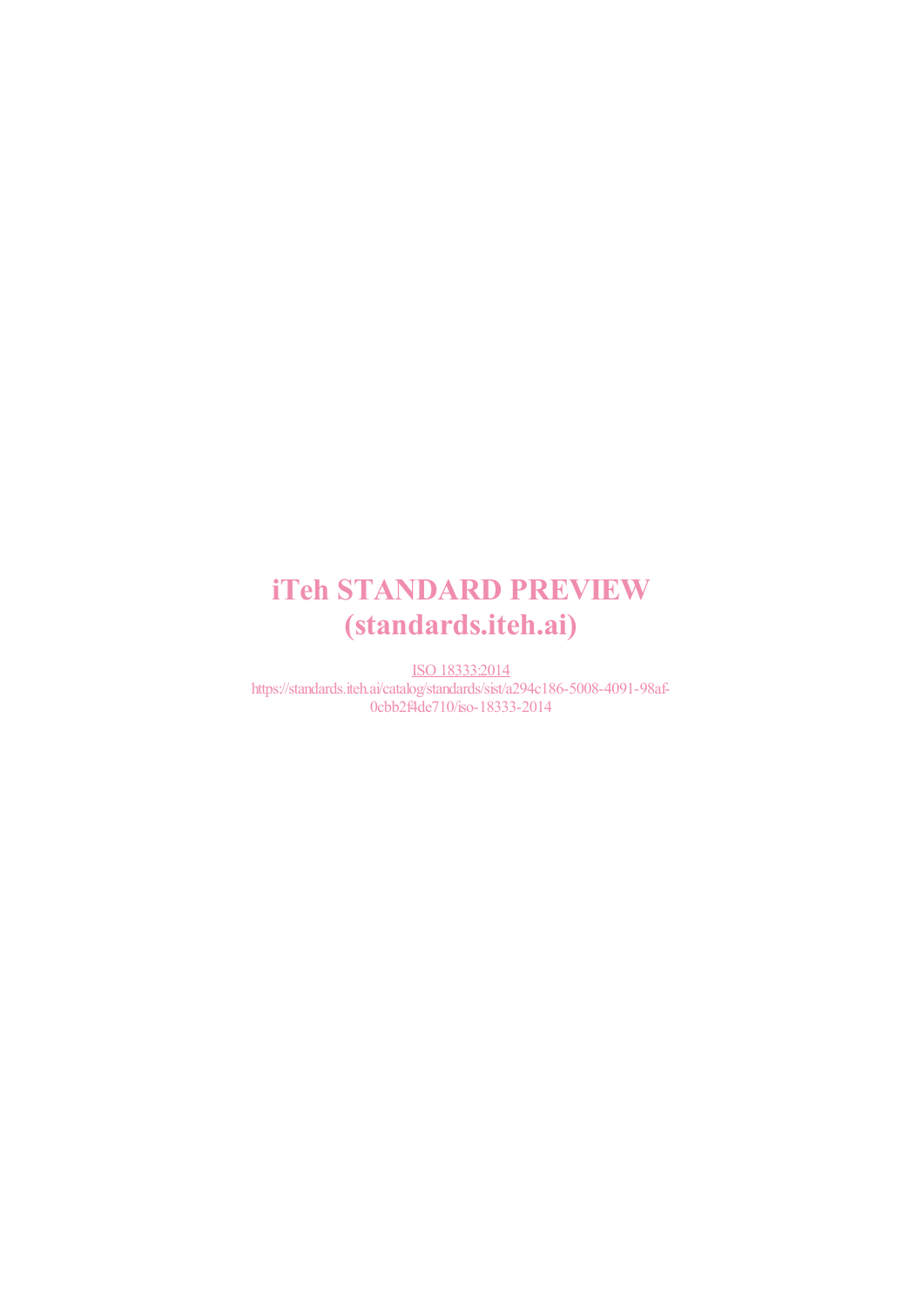iTeh STANDARD PREVIEW
(standards.iteh.ai)

ISO 18333:2014
https://standards.iteh.ai/catalog/standards/sist/a294c186-5008-4091-98af-0cbb2f4de710/iso-18333-2014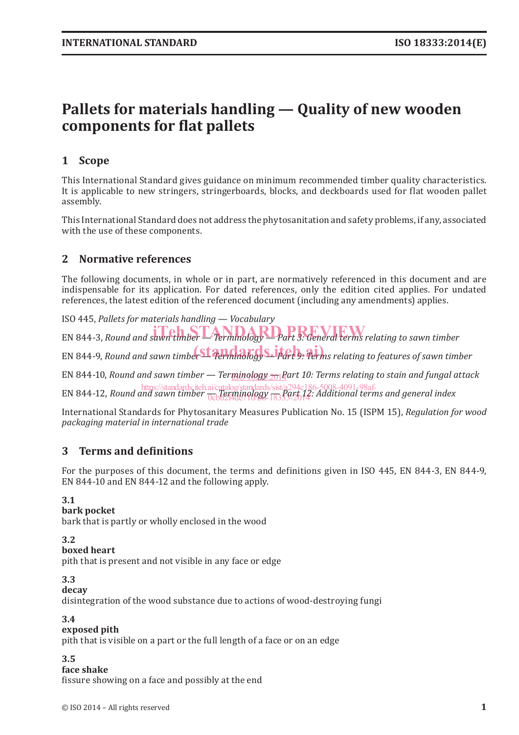# Pallets for materials handling — Quality of new wooden components for flat pallets

## 1 Scope

This International Standard gives guidance on minimum recommended timber quality characteristics. It is applicable to new stringers, stringerboards, blocks, and deckboards used for flat wooden pallet assembly.

This International Standard does not address the phytosanitation and safety problems, if any, associated with the use of these components.

## 2 Normative references

The following documents, in whole or in part, are normatively referenced in this document and are indispensable for its application. For dated references, only the edition cited applies. For undated references, the latest edition of the referenced document (including any amendments) applies.

ISO 445, *Pallets for materials handling — Vocabulary*

EN 844-3, *Round and sawn timber — Terminology — Part 3: General terms relating to sawn timber*

EN 844-9, *Round and sawn timber — Terminology — Part 9: Terms relating to features of sawn timber*

EN 844-10, *Round and sawn timber — Terminology — Part 10: Terms relating to stain and fungal attack*

EN 844-12, *Round and sawn timber — Terminology — Part 12: Additional terms and general index*

International Standards for Phytosanitary Measures Publication No. 15 (ISPM 15), *Regulation for wood packaging material in international trade*

## 3 Terms and definitions

For the purposes of this document, the terms and definitions given in ISO 445, EN 844-3, EN 844-9, EN 844-10 and EN 844-12 and the following apply.

**3.1**
**bark pocket**
bark that is partly or wholly enclosed in the wood

**3.2**
**boxed heart**
pith that is present and not visible in any face or edge

**3.3**
**decay**
disintegration of the wood substance due to actions of wood-destroying fungi

**3.4**
**exposed pith**
pith that is visible on a part or the full length of a face or on an edge

**3.5**
**face shake**
fissure showing on a face and possibly at the end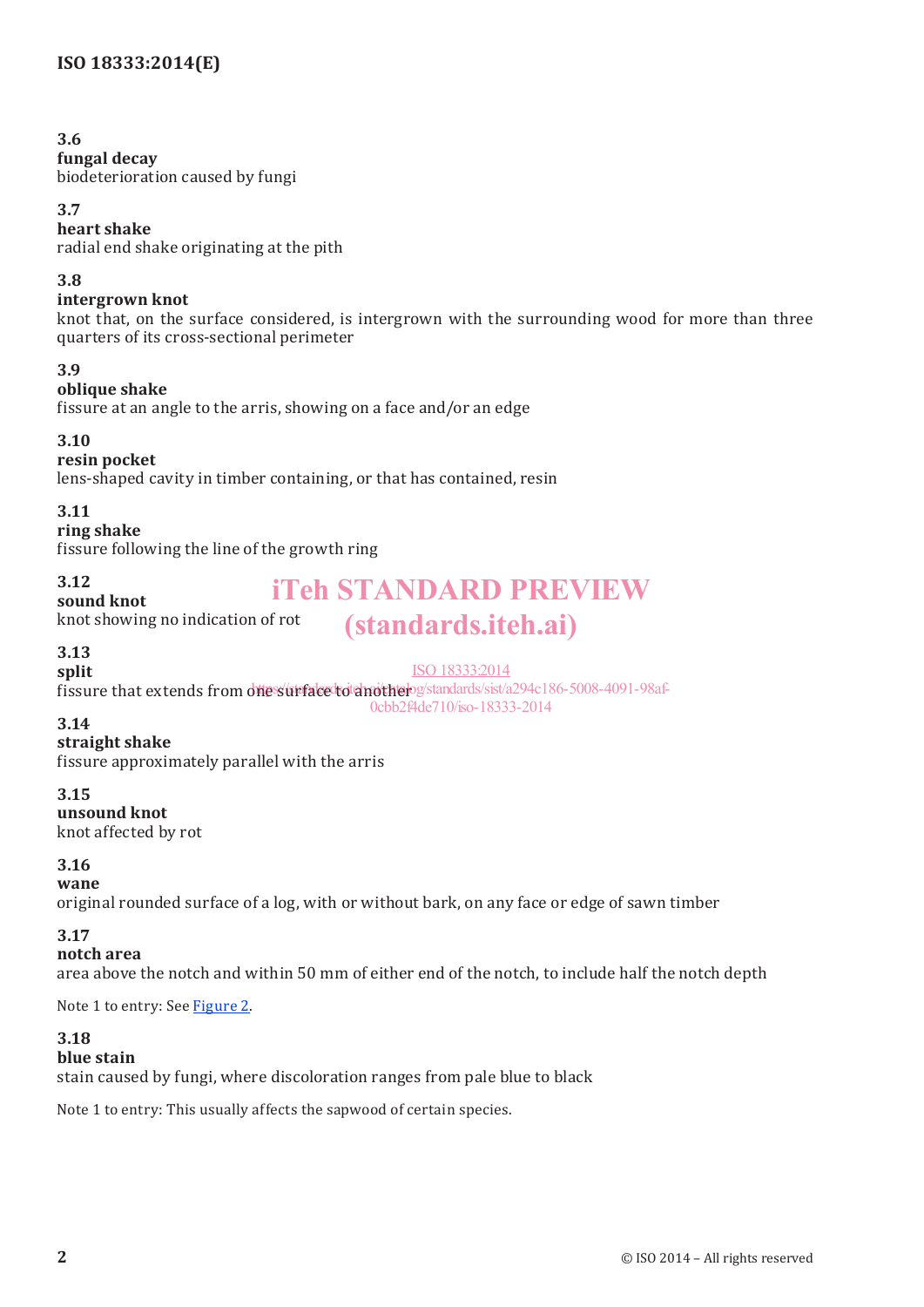**3.6**
**fungal decay**
biodeterioration caused by fungi

**3.7**
**heart shake**
radial end shake originating at the pith

**3.8**
**intergrown knot**
knot that, on the surface considered, is intergrown with the surrounding wood for more than three quarters of its cross-sectional perimeter

**3.9**
**oblique shake**
fissure at an angle to the arris, showing on a face and/or an edge

**3.10**
**resin pocket**
lens-shaped cavity in timber containing, or that has contained, resin

**3.11**
**ring shake**
fissure following the line of the growth ring

**3.12**
**sound knot**
knot showing no indication of rot

**3.13**
**split**
fissure that extends from one surface to another

**3.14**
**straight shake**
fissure approximately parallel with the arris

**3.15**
**unsound knot**
knot affected by rot

**3.16**
**wane**
original rounded surface of a log, with or without bark, on any face or edge of sawn timber

**3.17**
**notch area**
area above the notch and within 50 mm of either end of the notch, to include half the notch depth

Note 1 to entry: See Figure 2.

**3.18**
**blue stain**
stain caused by fungi, where discoloration ranges from pale blue to black

Note 1 to entry: This usually affects the sapwood of certain species.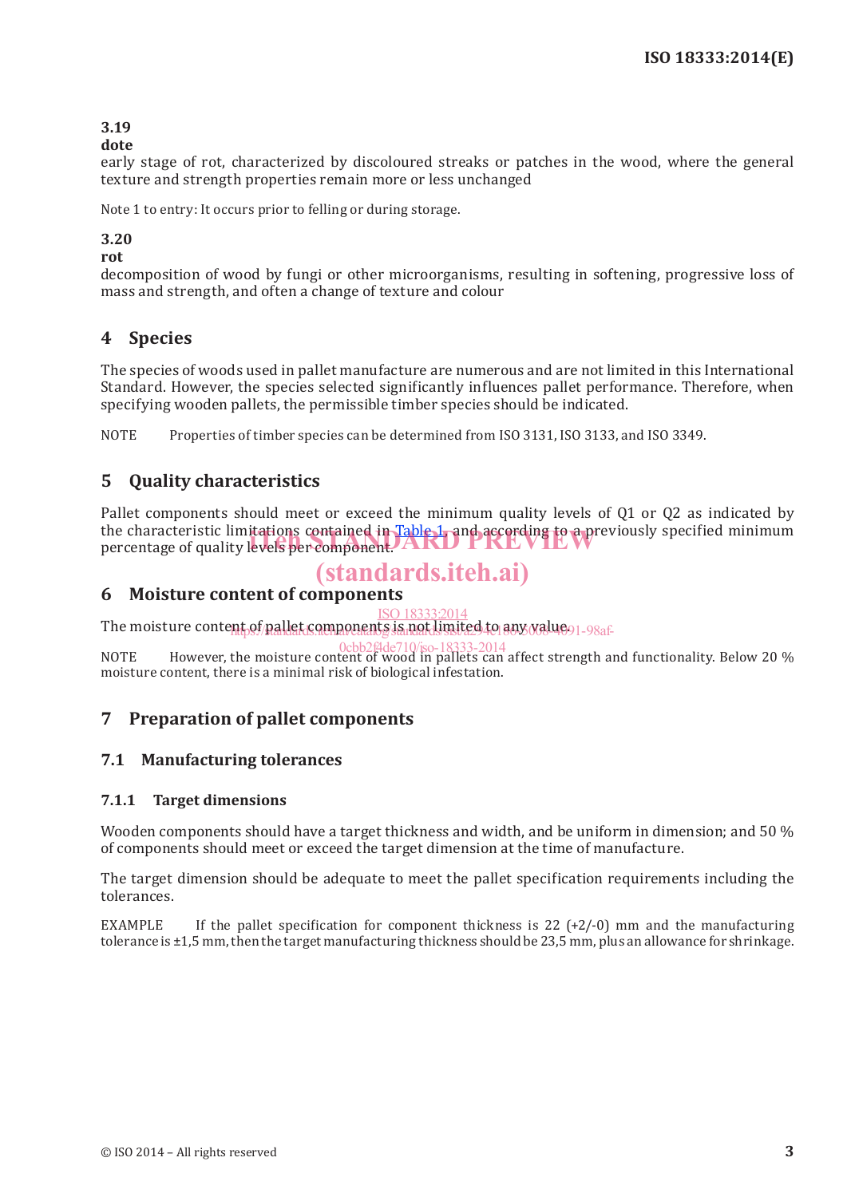**3.19**

**dote**

early stage of rot, characterized by discoloured streaks or patches in the wood, where the general texture and strength properties remain more or less unchanged

Note 1 to entry: It occurs prior to felling or during storage.

**3.20**

**rot**

decomposition of wood by fungi or other microorganisms, resulting in softening, progressive loss of mass and strength, and often a change of texture and colour

## 4 Species

The species of woods used in pallet manufacture are numerous and are not limited in this International Standard. However, the species selected significantly influences pallet performance. Therefore, when specifying wooden pallets, the permissible timber species should be indicated.

NOTE Properties of timber species can be determined from ISO 3131, ISO 3133, and ISO 3349.

## 5 Quality characteristics

Pallet components should meet or exceed the minimum quality levels of Q1 or Q2 as indicated by the characteristic limitations contained in Table 1, and according to a previously specified minimum percentage of quality levels per component.

## 6 Moisture content of components

The moisture content of pallet components is not limited to any value.

NOTE However, the moisture content of wood in pallets can affect strength and functionality. Below 20 % moisture content, there is a minimal risk of biological infestation.

## 7 Preparation of pallet components

### 7.1 Manufacturing tolerances

#### 7.1.1 Target dimensions

Wooden components should have a target thickness and width, and be uniform in dimension; and 50 % of components should meet or exceed the target dimension at the time of manufacture.

The target dimension should be adequate to meet the pallet specification requirements including the tolerances.

EXAMPLE If the pallet specification for component thickness is 22 (+2/-0) mm and the manufacturing tolerance is ±1,5 mm, then the target manufacturing thickness should be 23,5 mm, plus an allowance for shrinkage.